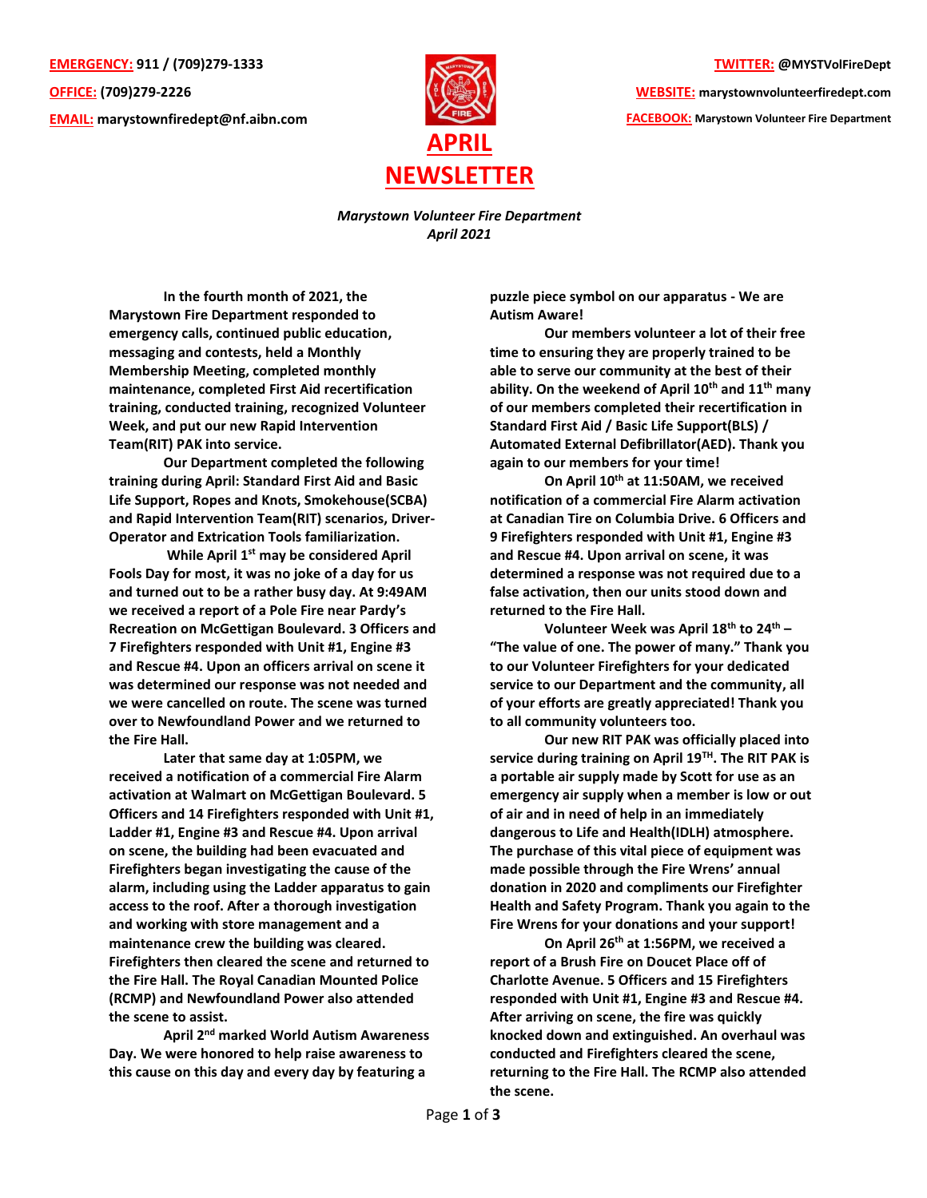**EMERGENCY:** 911 / (709)279-1333

**OFFICE:** (709)279-2226

**EMAIL:** marystownfiredept@nf.aibn.com

**TWITTER:** @MYSTVolFireDept

**WEBSITE:** marystownvolunteerfiredept.com

**FACEBOOK:** Marystown Volunteer Fire Department

# APRIL NEWSLETTER

*Marystown Volunteer Fire Department*
*April 2021*

**In the fourth month of 2021, the Marystown Fire Department responded to emergency calls, continued public education, messaging and contests, held a Monthly Membership Meeting, completed monthly maintenance, completed First Aid recertification training, conducted training, recognized Volunteer Week, and put our new Rapid Intervention Team(RIT) PAK into service.**

**Our Department completed the following training during April: Standard First Aid and Basic Life Support, Ropes and Knots, Smokehouse(SCBA) and Rapid Intervention Team(RIT) scenarios, Driver-Operator and Extrication Tools familiarization.**

**While April 1st may be considered April Fools Day for most, it was no joke of a day for us and turned out to be a rather busy day. At 9:49AM we received a report of a Pole Fire near Pardy's Recreation on McGettigan Boulevard. 3 Officers and 7 Firefighters responded with Unit #1, Engine #3 and Rescue #4. Upon an officers arrival on scene it was determined our response was not needed and we were cancelled on route. The scene was turned over to Newfoundland Power and we returned to the Fire Hall.**

**Later that same day at 1:05PM, we received a notification of a commercial Fire Alarm activation at Walmart on McGettigan Boulevard. 5 Officers and 14 Firefighters responded with Unit #1, Ladder #1, Engine #3 and Rescue #4. Upon arrival on scene, the building had been evacuated and Firefighters began investigating the cause of the alarm, including using the Ladder apparatus to gain access to the roof. After a thorough investigation and working with store management and a maintenance crew the building was cleared. Firefighters then cleared the scene and returned to the Fire Hall. The Royal Canadian Mounted Police (RCMP) and Newfoundland Power also attended the scene to assist.**

**April 2nd marked World Autism Awareness Day. We were honored to help raise awareness to this cause on this day and every day by featuring a puzzle piece symbol on our apparatus - We are Autism Aware!**

**Our members volunteer a lot of their free time to ensuring they are properly trained to be able to serve our community at the best of their ability. On the weekend of April 10th and 11th many of our members completed their recertification in Standard First Aid / Basic Life Support(BLS) / Automated External Defibrillator(AED). Thank you again to our members for your time!**

**On April 10th at 11:50AM, we received notification of a commercial Fire Alarm activation at Canadian Tire on Columbia Drive. 6 Officers and 9 Firefighters responded with Unit #1, Engine #3 and Rescue #4. Upon arrival on scene, it was determined a response was not required due to a false activation, then our units stood down and returned to the Fire Hall.**

**Volunteer Week was April 18th to 24th – "The value of one. The power of many." Thank you to our Volunteer Firefighters for your dedicated service to our Department and the community, all of your efforts are greatly appreciated! Thank you to all community volunteers too.**

**Our new RIT PAK was officially placed into service during training on April 19TH. The RIT PAK is a portable air supply made by Scott for use as an emergency air supply when a member is low or out of air and in need of help in an immediately dangerous to Life and Health(IDLH) atmosphere. The purchase of this vital piece of equipment was made possible through the Fire Wrens' annual donation in 2020 and compliments our Firefighter Health and Safety Program. Thank you again to the Fire Wrens for your donations and your support!**

**On April 26th at 1:56PM, we received a report of a Brush Fire on Doucet Place off of Charlotte Avenue. 5 Officers and 15 Firefighters responded with Unit #1, Engine #3 and Rescue #4. After arriving on scene, the fire was quickly knocked down and extinguished. An overhaul was conducted and Firefighters cleared the scene, returning to the Fire Hall. The RCMP also attended the scene.**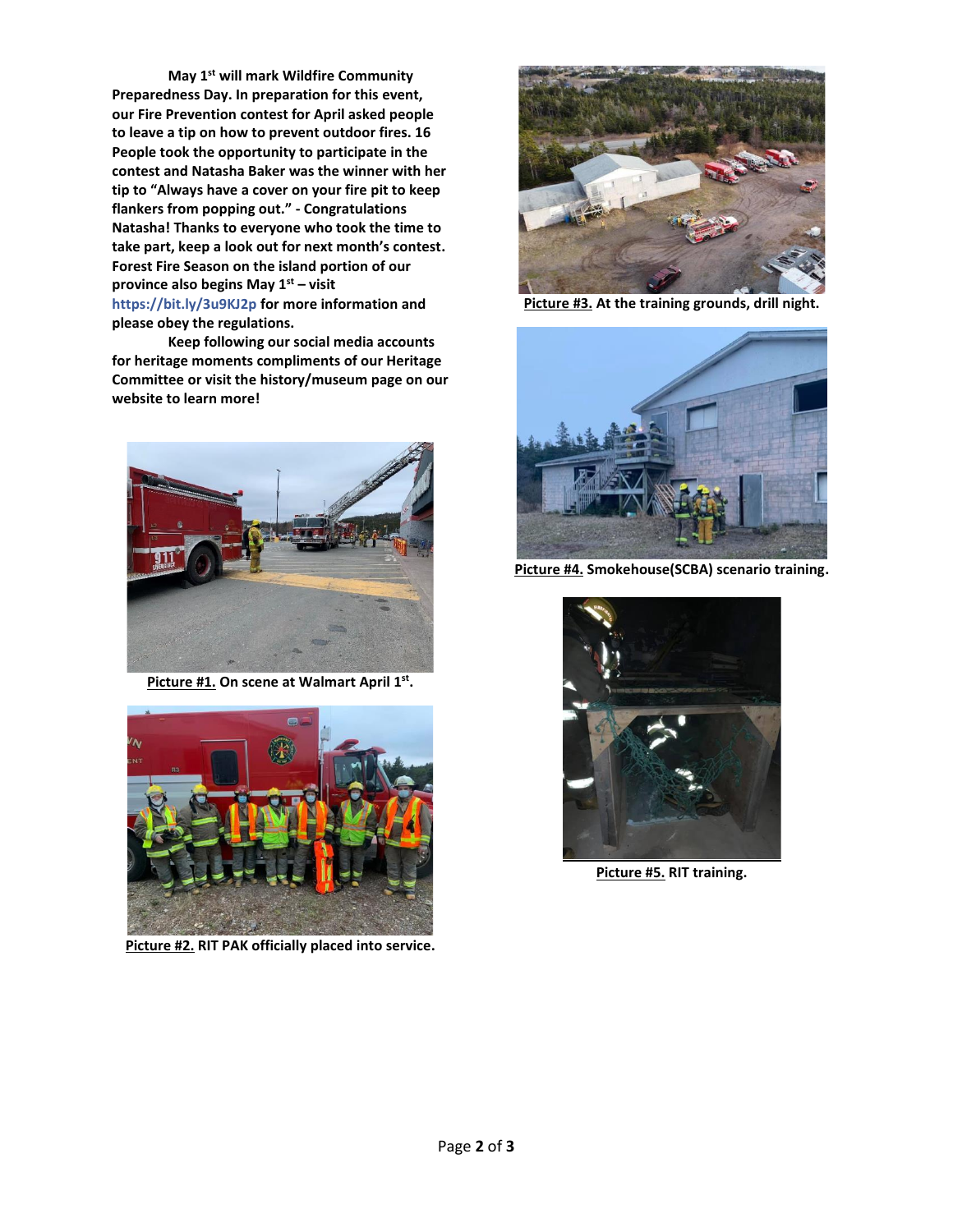**May 1st will mark Wildfire Community Preparedness Day. In preparation for this event, our Fire Prevention contest for April asked people to leave a tip on how to prevent outdoor fires. 16 People took the opportunity to participate in the contest and Natasha Baker was the winner with her tip to "Always have a cover on your fire pit to keep flankers from popping out." - Congratulations Natasha! Thanks to everyone who took the time to take part, keep a look out for next month's contest. Forest Fire Season on the island portion of our province also begins May 1st – visit https://bit.ly/3u9KJ2p for more information and please obey the regulations.**

**Keep following our social media accounts for heritage moments compliments of our Heritage Committee or visit the history/museum page on our website to learn more!**

**Picture #1. On scene at Walmart April 1st.**

**Picture #2. RIT PAK officially placed into service.**

**Picture #3. At the training grounds, drill night.**

**Picture #4. Smokehouse(SCBA) scenario training.**

**Picture #5. RIT training.**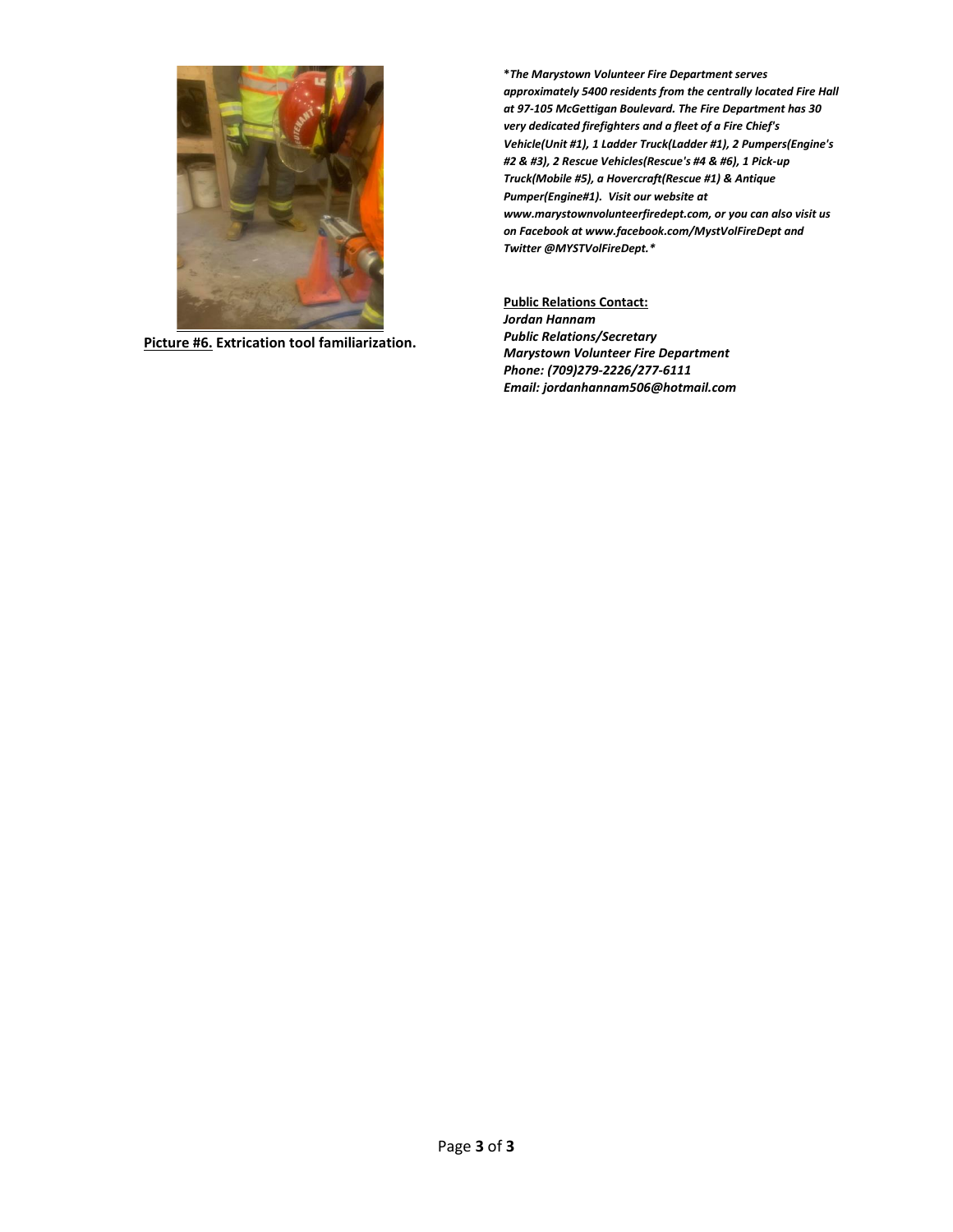**<u>Picture #6.</u> Extrication tool familiarization.**

***The Marystown Volunteer Fire Department serves approximately 5400 residents from the centrally located Fire Hall at 97-105 McGettigan Boulevard. The Fire Department has 30 very dedicated firefighters and a fleet of a Fire Chief's Vehicle(Unit #1), 1 Ladder Truck(Ladder #1), 2 Pumpers(Engine's #2 & #3), 2 Rescue Vehicles(Rescue's #4 & #6), 1 Pick-up Truck(Mobile #5), a Hovercraft(Rescue #1) & Antique Pumper(Engine#1). Visit our website at www.marystownvolunteerfiredept.com, or you can also visit us on Facebook at www.facebook.com/MystVolFireDept and Twitter @MYSTVolFireDept.***

**<u>Public Relations Contact:</u>**
***Jordan Hannam***
***Public Relations/Secretary***
***Marystown Volunteer Fire Department***
***Phone: (709)279-2226/277-6111***
***Email: jordanhannam506@hotmail.com***